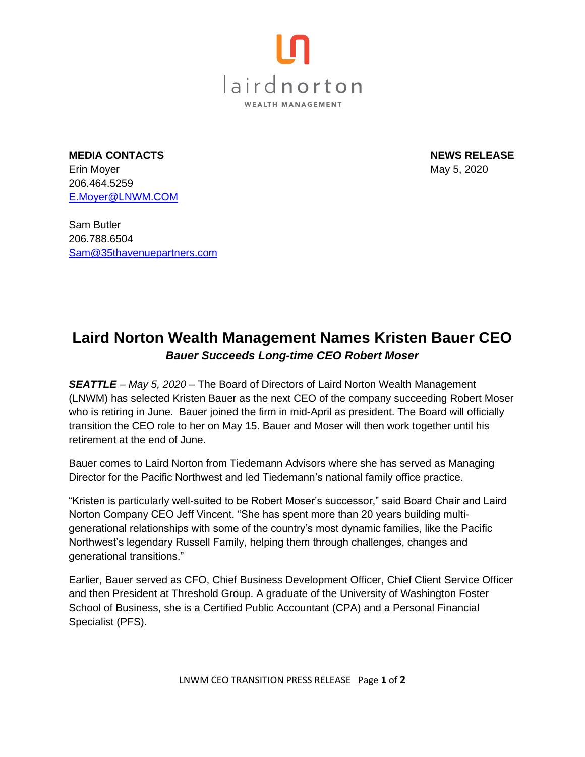lairdnorton

WEALTH MANAGEMENT

**MEDIA CONTACTS**
Erin Moyer
206.464.5259
E.Moyer@LNWM.COM

Sam Butler
206.788.6504
Sam@35thavenuepartners.com

**NEWS RELEASE**
May 5, 2020

# Laird Norton Wealth Management Names Kristen Bauer CEO

### *Bauer Succeeds Long-time CEO Robert Moser*

***SEATTLE*** – *May 5, 2020* – The Board of Directors of Laird Norton Wealth Management (LNWM) has selected Kristen Bauer as the next CEO of the company succeeding Robert Moser who is retiring in June. Bauer joined the firm in mid-April as president. The Board will officially transition the CEO role to her on May 15. Bauer and Moser will then work together until his retirement at the end of June.

Bauer comes to Laird Norton from Tiedemann Advisors where she has served as Managing Director for the Pacific Northwest and led Tiedemann's national family office practice.

"Kristen is particularly well-suited to be Robert Moser's successor," said Board Chair and Laird Norton Company CEO Jeff Vincent. "She has spent more than 20 years building multi-generational relationships with some of the country's most dynamic families, like the Pacific Northwest's legendary Russell Family, helping them through challenges, changes and generational transitions."

Earlier, Bauer served as CFO, Chief Business Development Officer, Chief Client Service Officer and then President at Threshold Group. A graduate of the University of Washington Foster School of Business, she is a Certified Public Accountant (CPA) and a Personal Financial Specialist (PFS).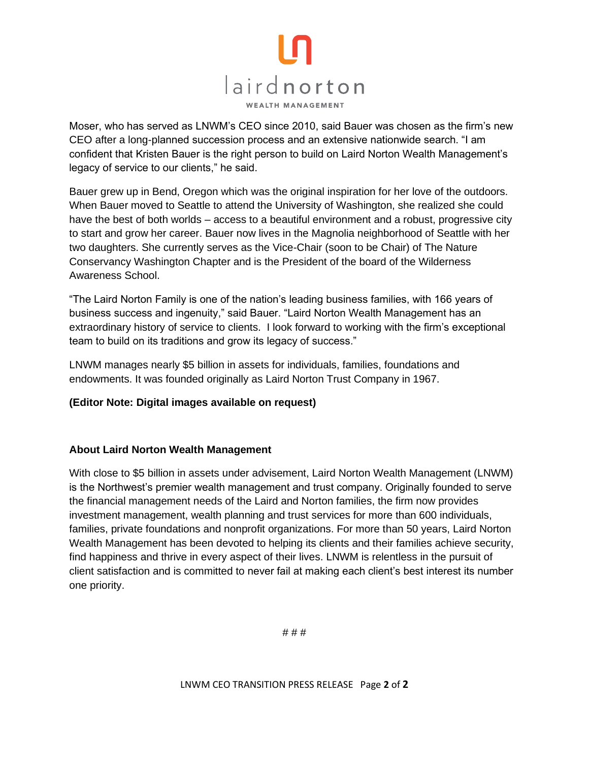Moser, who has served as LNWM's CEO since 2010, said Bauer was chosen as the firm's new CEO after a long-planned succession process and an extensive nationwide search. "I am confident that Kristen Bauer is the right person to build on Laird Norton Wealth Management's legacy of service to our clients," he said.

Bauer grew up in Bend, Oregon which was the original inspiration for her love of the outdoors. When Bauer moved to Seattle to attend the University of Washington, she realized she could have the best of both worlds – access to a beautiful environment and a robust, progressive city to start and grow her career. Bauer now lives in the Magnolia neighborhood of Seattle with her two daughters. She currently serves as the Vice-Chair (soon to be Chair) of The Nature Conservancy Washington Chapter and is the President of the board of the Wilderness Awareness School.

"The Laird Norton Family is one of the nation's leading business families, with 166 years of business success and ingenuity," said Bauer. "Laird Norton Wealth Management has an extraordinary history of service to clients. I look forward to working with the firm's exceptional team to build on its traditions and grow its legacy of success."

LNWM manages nearly $5 billion in assets for individuals, families, foundations and endowments. It was founded originally as Laird Norton Trust Company in 1967.

**(Editor Note: Digital images available on request)**

**About Laird Norton Wealth Management**

With close to $5 billion in assets under advisement, Laird Norton Wealth Management (LNWM) is the Northwest's premier wealth management and trust company. Originally founded to serve the financial management needs of the Laird and Norton families, the firm now provides investment management, wealth planning and trust services for more than 600 individuals, families, private foundations and nonprofit organizations. For more than 50 years, Laird Norton Wealth Management has been devoted to helping its clients and their families achieve security, find happiness and thrive in every aspect of their lives. LNWM is relentless in the pursuit of client satisfaction and is committed to never fail at making each client's best interest its number one priority.

# # #